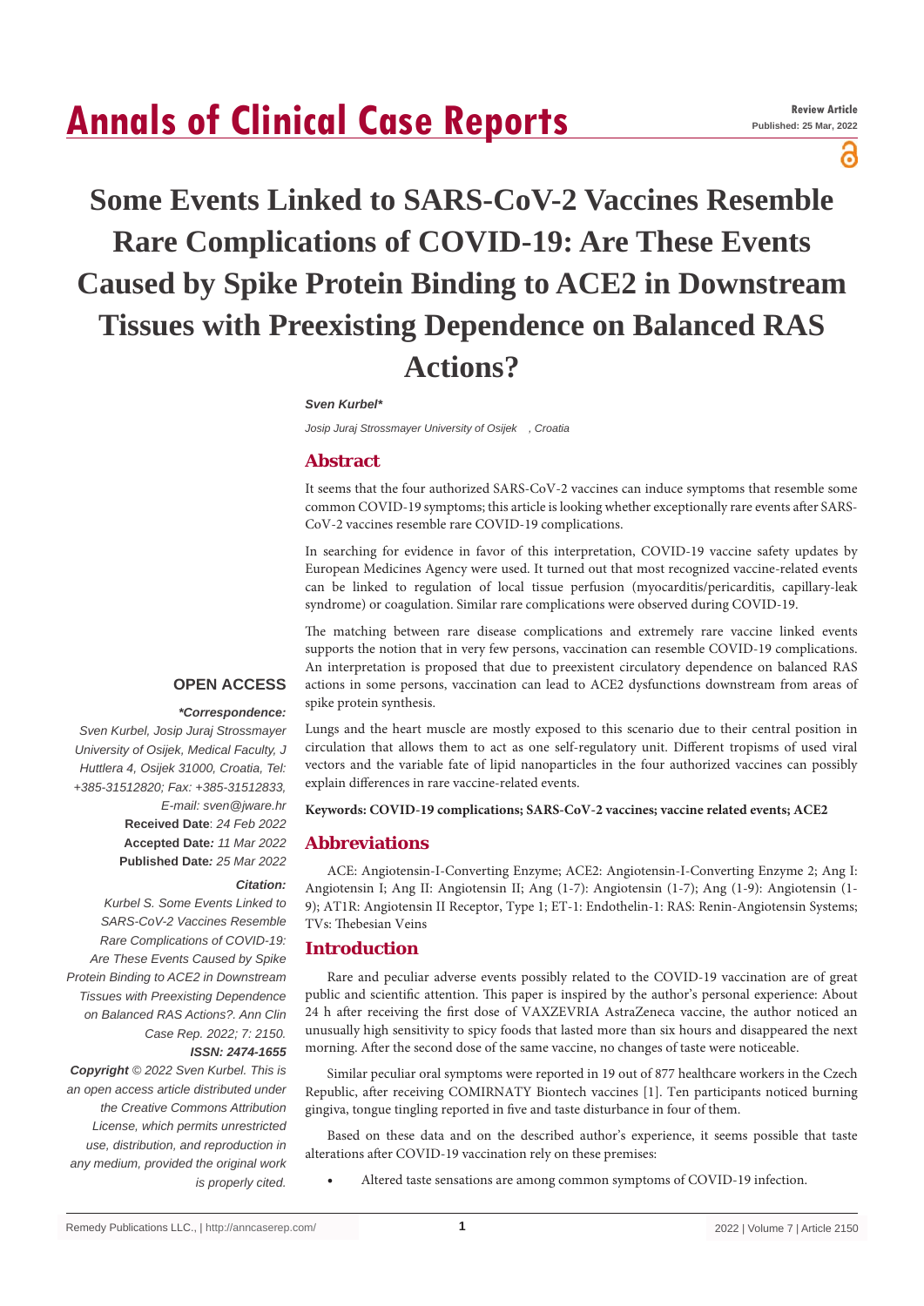# Some Events Linked to SARS-CoV-2 Vaccines Resemble Rare Complications of COVID-19: Are These Events Caused by Spike Protein Binding to ACE2 in Downstream Tissues with Preexisting Dependence on Balanced RAS Actions?

***Sven Kurbel****

*Josip Juraj Strossmayer University of Osijek , Croatia*

## Abstract

It seems that the four authorized SARS-CoV-2 vaccines can induce symptoms that resemble some common COVID-19 symptoms; this article is looking whether exceptionally rare events after SARS-CoV-2 vaccines resemble rare COVID-19 complications.

In searching for evidence in favor of this interpretation, COVID-19 vaccine safety updates by European Medicines Agency were used. It turned out that most recognized vaccine-related events can be linked to regulation of local tissue perfusion (myocarditis/pericarditis, capillary-leak syndrome) or coagulation. Similar rare complications were observed during COVID-19.

The matching between rare disease complications and extremely rare vaccine linked events supports the notion that in very few persons, vaccination can resemble COVID-19 complications. An interpretation is proposed that due to preexistent circulatory dependence on balanced RAS actions in some persons, vaccination can lead to ACE2 dysfunctions downstream from areas of spike protein synthesis.

Lungs and the heart muscle are mostly exposed to this scenario due to their central position in circulation that allows them to act as one self-regulatory unit. Different tropisms of used viral vectors and the variable fate of lipid nanoparticles in the four authorized vaccines can possibly explain differences in rare vaccine-related events.

**Keywords: COVID-19 complications; SARS-CoV-2 vaccines; vaccine related events; ACE2**

**OPEN ACCESS**

***\*Correspondence:***

*Sven Kurbel, Josip Juraj Strossmayer University of Osijek, Medical Faculty, J Huttlera 4, Osijek 31000, Croatia, Tel: +385-31512820; Fax: +385-31512833, E-mail: sven@jware.hr*

**Received Date**: *24 Feb 2022*

**Accepted Date:** *11 Mar 2022*

**Published Date:** *25 Mar 2022*

***Citation:***

*Kurbel S. Some Events Linked to SARS-CoV-2 Vaccines Resemble Rare Complications of COVID-19: Are These Events Caused by Spike Protein Binding to ACE2 in Downstream Tissues with Preexisting Dependence on Balanced RAS Actions?. Ann Clin Case Rep. 2022; 7: 2150.*

***ISSN: 2474-1655***

***Copyright** © 2022 Sven Kurbel. This is an open access article distributed under the Creative Commons Attribution License, which permits unrestricted use, distribution, and reproduction in any medium, provided the original work is properly cited.*

## Abbreviations

ACE: Angiotensin-I-Converting Enzyme; ACE2: Angiotensin-I-Converting Enzyme 2; Ang I: Angiotensin I; Ang II: Angiotensin II; Ang (1-7): Angiotensin (1-7); Ang (1-9): Angiotensin (1-9); AT1R: Angiotensin II Receptor, Type 1; ET-1: Endothelin-1: RAS: Renin-Angiotensin Systems; TVs: Thebesian Veins

## Introduction

Rare and peculiar adverse events possibly related to the COVID-19 vaccination are of great public and scientific attention. This paper is inspired by the author's personal experience: About 24 h after receiving the first dose of VAXZEVRIA AstraZeneca vaccine, the author noticed an unusually high sensitivity to spicy foods that lasted more than six hours and disappeared the next morning. After the second dose of the same vaccine, no changes of taste were noticeable.

Similar peculiar oral symptoms were reported in 19 out of 877 healthcare workers in the Czech Republic, after receiving COMIRNATY Biontech vaccines [1]. Ten participants noticed burning gingiva, tongue tingling reported in five and taste disturbance in four of them.

Based on these data and on the described author's experience, it seems possible that taste alterations after COVID-19 vaccination rely on these premises:

- Altered taste sensations are among common symptoms of COVID-19 infection.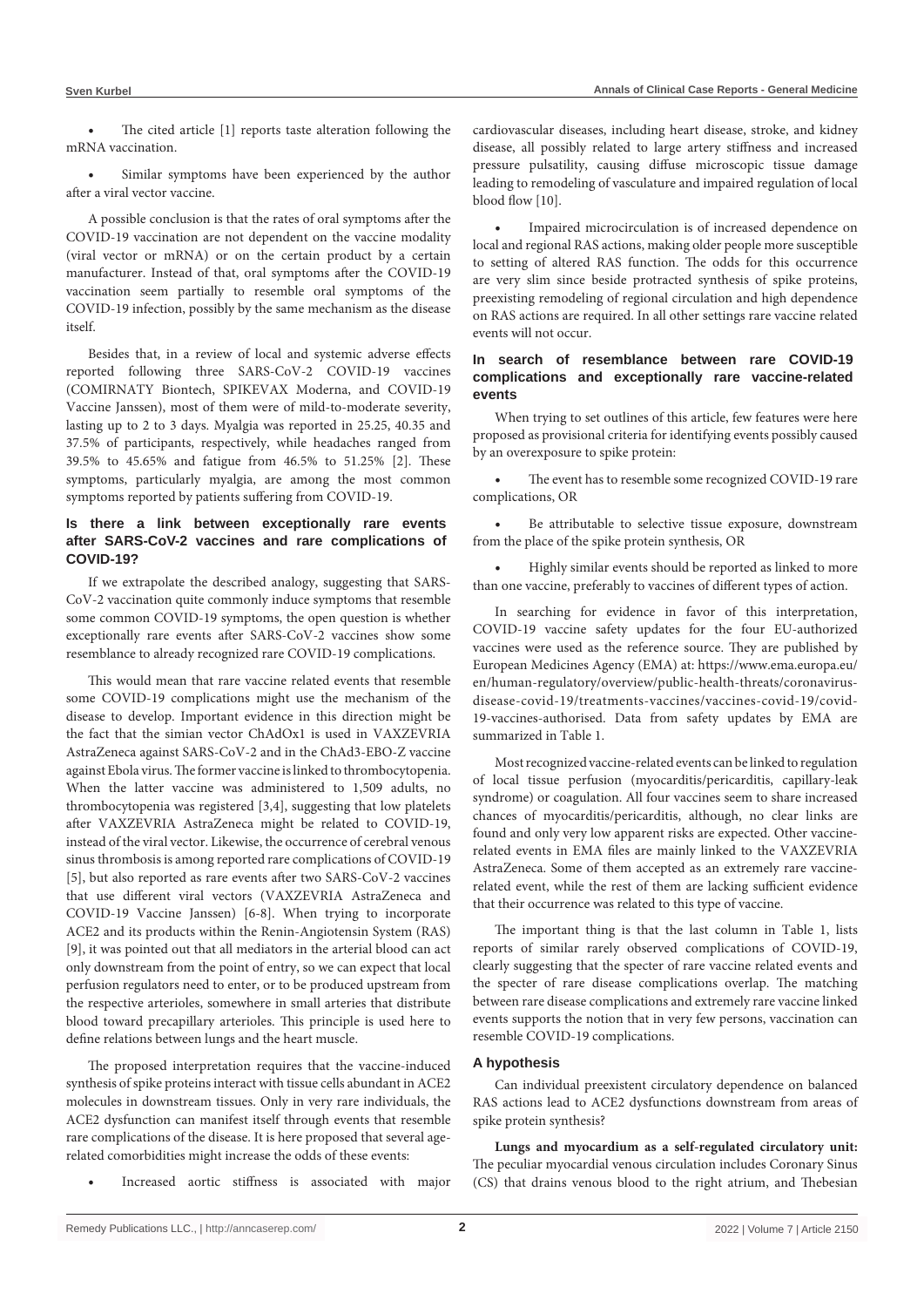- The cited article [1] reports taste alteration following the mRNA vaccination.
- Similar symptoms have been experienced by the author after a viral vector vaccine.

A possible conclusion is that the rates of oral symptoms after the COVID-19 vaccination are not dependent on the vaccine modality (viral vector or mRNA) or on the certain product by a certain manufacturer. Instead of that, oral symptoms after the COVID-19 vaccination seem partially to resemble oral symptoms of the COVID-19 infection, possibly by the same mechanism as the disease itself.

Besides that, in a review of local and systemic adverse effects reported following three SARS-CoV-2 COVID-19 vaccines (COMIRNATY Biontech, SPIKEVAX Moderna, and COVID-19 Vaccine Janssen), most of them were of mild-to-moderate severity, lasting up to 2 to 3 days. Myalgia was reported in 25.25, 40.35 and 37.5% of participants, respectively, while headaches ranged from 39.5% to 45.65% and fatigue from 46.5% to 51.25% [2]. These symptoms, particularly myalgia, are among the most common symptoms reported by patients suffering from COVID-19.

## Is there a link between exceptionally rare events after SARS-CoV-2 vaccines and rare complications of COVID-19?

If we extrapolate the described analogy, suggesting that SARS-CoV-2 vaccination quite commonly induce symptoms that resemble some common COVID-19 symptoms, the open question is whether exceptionally rare events after SARS-CoV-2 vaccines show some resemblance to already recognized rare COVID-19 complications.

This would mean that rare vaccine related events that resemble some COVID-19 complications might use the mechanism of the disease to develop. Important evidence in this direction might be the fact that the simian vector ChAdOx1 is used in VAXZEVRIA AstraZeneca against SARS-CoV-2 and in the ChAd3-EBO-Z vaccine against Ebola virus. The former vaccine is linked to thrombocytopenia. When the latter vaccine was administered to 1,509 adults, no thrombocytopenia was registered [3,4], suggesting that low platelets after VAXZEVRIA AstraZeneca might be related to COVID-19, instead of the viral vector. Likewise, the occurrence of cerebral venous sinus thrombosis is among reported rare complications of COVID-19 [5], but also reported as rare events after two SARS-CoV-2 vaccines that use different viral vectors (VAXZEVRIA AstraZeneca and COVID-19 Vaccine Janssen) [6-8]. When trying to incorporate ACE2 and its products within the Renin-Angiotensin System (RAS) [9], it was pointed out that all mediators in the arterial blood can act only downstream from the point of entry, so we can expect that local perfusion regulators need to enter, or to be produced upstream from the respective arterioles, somewhere in small arteries that distribute blood toward precapillary arterioles. This principle is used here to define relations between lungs and the heart muscle.

The proposed interpretation requires that the vaccine-induced synthesis of spike proteins interact with tissue cells abundant in ACE2 molecules in downstream tissues. Only in very rare individuals, the ACE2 dysfunction can manifest itself through events that resemble rare complications of the disease. It is here proposed that several age-related comorbidities might increase the odds of these events:

- Increased aortic stiffness is associated with major cardiovascular diseases, including heart disease, stroke, and kidney disease, all possibly related to large artery stiffness and increased pressure pulsatility, causing diffuse microscopic tissue damage leading to remodeling of vasculature and impaired regulation of local blood flow [10].
- Impaired microcirculation is of increased dependence on local and regional RAS actions, making older people more susceptible to setting of altered RAS function. The odds for this occurrence are very slim since beside protracted synthesis of spike proteins, preexisting remodeling of regional circulation and high dependence on RAS actions are required. In all other settings rare vaccine related events will not occur.

## In search of resemblance between rare COVID-19 complications and exceptionally rare vaccine-related events

When trying to set outlines of this article, few features were here proposed as provisional criteria for identifying events possibly caused by an overexposure to spike protein:

- The event has to resemble some recognized COVID-19 rare complications, OR
- Be attributable to selective tissue exposure, downstream from the place of the spike protein synthesis, OR
- Highly similar events should be reported as linked to more than one vaccine, preferably to vaccines of different types of action.

In searching for evidence in favor of this interpretation, COVID-19 vaccine safety updates for the four EU-authorized vaccines were used as the reference source. They are published by European Medicines Agency (EMA) at: https://www.ema.europa.eu/en/human-regulatory/overview/public-health-threats/coronavirus-disease-covid-19/treatments-vaccines/vaccines-covid-19/covid-19-vaccines-authorised. Data from safety updates by EMA are summarized in Table 1.

Most recognized vaccine-related events can be linked to regulation of local tissue perfusion (myocarditis/pericarditis, capillary-leak syndrome) or coagulation. All four vaccines seem to share increased chances of myocarditis/pericarditis, although, no clear links are found and only very low apparent risks are expected. Other vaccine-related events in EMA files are mainly linked to the VAXZEVRIA AstraZeneca. Some of them accepted as an extremely rare vaccine-related event, while the rest of them are lacking sufficient evidence that their occurrence was related to this type of vaccine.

The important thing is that the last column in Table 1, lists reports of similar rarely observed complications of COVID-19, clearly suggesting that the specter of rare vaccine related events and the specter of rare disease complications overlap. The matching between rare disease complications and extremely rare vaccine linked events supports the notion that in very few persons, vaccination can resemble COVID-19 complications.

## A hypothesis

Can individual preexistent circulatory dependence on balanced RAS actions lead to ACE2 dysfunctions downstream from areas of spike protein synthesis?

**Lungs and myocardium as a self-regulated circulatory unit:** The peculiar myocardial venous circulation includes Coronary Sinus (CS) that drains venous blood to the right atrium, and Thebesian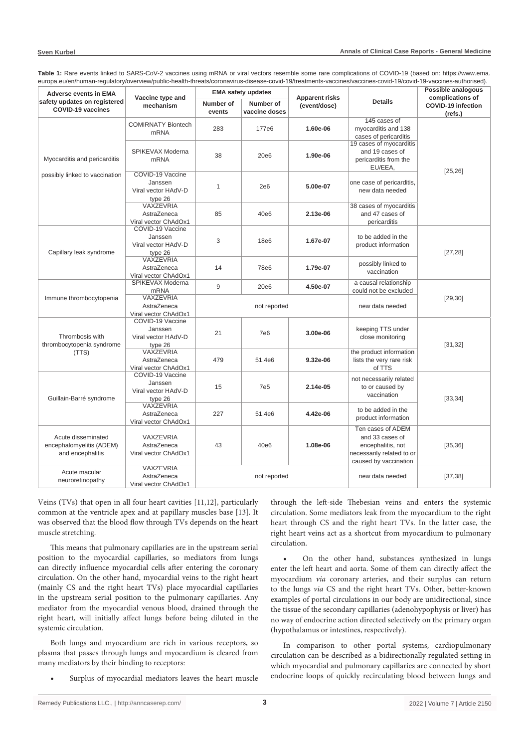**Table 1:** Rare events linked to SARS-CoV-2 vaccines using mRNA or viral vectors resemble some rare complications of COVID-19 (based on: https://www.ema.europa.eu/en/human-regulatory/overview/public-health-threats/coronavirus-disease-covid-19/treatments-vaccines/vaccines-covid-19/covid-19-vaccines-authorised).

| Adverse events in EMA safety updates on registered COVID-19 vaccines | Vaccine type and mechanism | EMA safety updates | | Apparent risks (event/dose) | Details | Possible analogous complications of COVID-19 infection (refs.) |
|---|---|---|---|---|---|---|
| | | Number of events | Number of vaccine doses | | | |
| Myocarditis and pericarditis possibly linked to vaccination | COMIRNATY Biontech mRNA | 283 | 177e6 | **1.60e-06** | 145 cases of myocarditis and 138 cases of pericarditis | [25,26] |
| | SPIKEVAX Moderna mRNA | 38 | 20e6 | **1.90e-06** | 19 cases of myocarditis and 19 cases of pericarditis from the EU/EEA, | |
| | COVID-19 Vaccine Janssen Viral vector HAdV-D type 26 | 1 | 2e6 | **5.00e-07** | one case of pericarditis, new data needed | |
| | VAXZEVRIA AstraZeneca Viral vector ChAdOx1 | 85 | 40e6 | **2.13e-06** | 38 cases of myocarditis and 47 cases of pericarditis | |
| Capillary leak syndrome | COVID-19 Vaccine Janssen Viral vector HAdV-D type 26 | 3 | 18e6 | **1.67e-07** | to be added in the product information | [27,28] |
| | VAXZEVRIA AstraZeneca Viral vector ChAdOx1 | 14 | 78e6 | **1.79e-07** | possibly linked to vaccination | |
| Immune thrombocytopenia | SPIKEVAX Moderna mRNA | 9 | 20e6 | **4.50e-07** | a causal relationship could not be excluded | [29,30] |
| | VAXZEVRIA AstraZeneca Viral vector ChAdOx1 | not reported | | | new data needed | |
| Thrombosis with thrombocytopenia syndrome (TTS) | COVID-19 Vaccine Janssen Viral vector HAdV-D type 26 | 21 | 7e6 | **3.00e-06** | keeping TTS under close monitoring | [31,32] |
| | VAXZEVRIA AstraZeneca Viral vector ChAdOx1 | 479 | 51.4e6 | **9.32e-06** | the product information lists the very rare risk of TTS | |
| Guillain-Barré syndrome | COVID-19 Vaccine Janssen Viral vector HAdV-D type 26 | 15 | 7e5 | **2.14e-05** | not necessarily related to or caused by vaccination | [33,34] |
| | VAXZEVRIA AstraZeneca Viral vector ChAdOx1 | 227 | 51.4e6 | **4.42e-06** | to be added in the product information | |
| Acute disseminated encephalomyelitis (ADEM) and encephalitis | VAXZEVRIA AstraZeneca Viral vector ChAdOx1 | 43 | 40e6 | **1.08e-06** | Ten cases of ADEM and 33 cases of encephalitis, not necessarily related to or caused by vaccination | [35,36] |
| Acute macular neuroretinopathy | VAXZEVRIA AstraZeneca Viral vector ChAdOx1 | not reported | | | new data needed | [37,38] |

Veins (TVs) that open in all four heart cavities [11,12], particularly common at the ventricle apex and at papillary muscles base [13]. It was observed that the blood flow through TVs depends on the heart muscle stretching.

This means that pulmonary capillaries are in the upstream serial position to the myocardial capillaries, so mediators from lungs can directly influence myocardial cells after entering the coronary circulation. On the other hand, myocardial veins to the right heart (mainly CS and the right heart TVs) place myocardial capillaries in the upstream serial position to the pulmonary capillaries. Any mediator from the myocardial venous blood, drained through the right heart, will initially affect lungs before being diluted in the systemic circulation.

Both lungs and myocardium are rich in various receptors, so plasma that passes through lungs and myocardium is cleared from many mediators by their binding to receptors:

- Surplus of myocardial mediators leaves the heart muscle through the left-side Thebesian veins and enters the systemic circulation. Some mediators leak from the myocardium to the right heart through CS and the right heart TVs. In the latter case, the right heart veins act as a shortcut from myocardium to pulmonary circulation.
- On the other hand, substances synthesized in lungs enter the left heart and aorta. Some of them can directly affect the myocardium *via* coronary arteries, and their surplus can return to the lungs *via* CS and the right heart TVs. Other, better-known examples of portal circulations in our body are unidirectional, since the tissue of the secondary capillaries (adenohypophysis or liver) has no way of endocrine action directed selectively on the primary organ (hypothalamus or intestines, respectively).

In comparison to other portal systems, cardiopulmonary circulation can be described as a bidirectionally regulated setting in which myocardial and pulmonary capillaries are connected by short endocrine loops of quickly recirculating blood between lungs and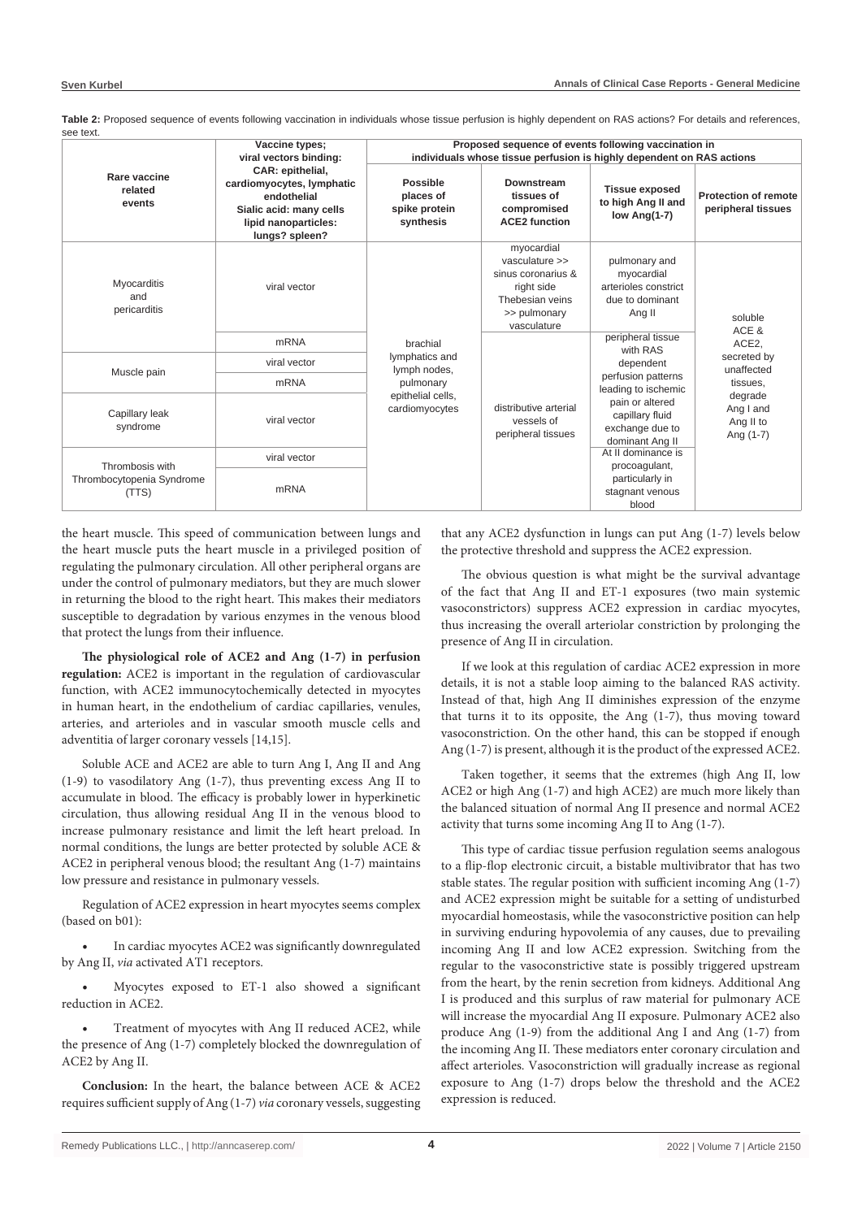**Table 2:** Proposed sequence of events following vaccination in individuals whose tissue perfusion is highly dependent on RAS actions? For details and references, see text.

| Rare vaccine related events | Vaccine types; viral vectors binding: CAR: epithelial, cardiomyocytes, lymphatic endothelial Sialic acid: many cells lipid nanoparticles: lungs? spleen? | Proposed sequence of events following vaccination in individuals whose tissue perfusion is highly dependent on RAS actions | | | |
|---|---|---|---|---|---|
| | | Possible places of spike protein synthesis | Downstream tissues of compromised ACE2 function | Tissue exposed to high Ang II and low Ang(1-7) | Protection of remote peripheral tissues |
| Myocarditis and pericarditis | viral vector | brachial lymphatics and lymph nodes, pulmonary epithelial cells, cardiomyocytes | myocardial vasculature >> sinus coronarius & right side Thebesian veins >> pulmonary vasculature | pulmonary and myocardial arterioles constrict due to dominant Ang II | soluble ACE & ACE2, secreted by unaffected tissues, degrade Ang I and Ang II to Ang (1-7) |
| | mRNA | | distributive arterial vessels of peripheral tissues | peripheral tissue with RAS dependent perfusion patterns leading to ischemic pain or altered capillary fluid exchange due to dominant Ang II | |
| Muscle pain | viral vector | | | | |
| | mRNA | | | | |
| Capillary leak syndrome | viral vector | | | | |
| Thrombosis with Thrombocytopenia Syndrome (TTS) | viral vector | | | At II dominance is procoagulant, particularly in stagnant venous blood | |
| | mRNA | | | | |

the heart muscle. This speed of communication between lungs and the heart muscle puts the heart muscle in a privileged position of regulating the pulmonary circulation. All other peripheral organs are under the control of pulmonary mediators, but they are much slower in returning the blood to the right heart. This makes their mediators susceptible to degradation by various enzymes in the venous blood that protect the lungs from their influence.

**The physiological role of ACE2 and Ang (1-7) in perfusion regulation:** ACE2 is important in the regulation of cardiovascular function, with ACE2 immunocytochemically detected in myocytes in human heart, in the endothelium of cardiac capillaries, venules, arteries, and arterioles and in vascular smooth muscle cells and adventitia of larger coronary vessels [14,15].

Soluble ACE and ACE2 are able to turn Ang I, Ang II and Ang (1-9) to vasodilatory Ang (1-7), thus preventing excess Ang II to accumulate in blood. The efficacy is probably lower in hyperkinetic circulation, thus allowing residual Ang II in the venous blood to increase pulmonary resistance and limit the left heart preload. In normal conditions, the lungs are better protected by soluble ACE & ACE2 in peripheral venous blood; the resultant Ang (1-7) maintains low pressure and resistance in pulmonary vessels.

Regulation of ACE2 expression in heart myocytes seems complex (based on b01):

- In cardiac myocytes ACE2 was significantly downregulated by Ang II, *via* activated AT1 receptors.
- Myocytes exposed to ET-1 also showed a significant reduction in ACE2.
- Treatment of myocytes with Ang II reduced ACE2, while the presence of Ang (1-7) completely blocked the downregulation of ACE2 by Ang II.

**Conclusion:** In the heart, the balance between ACE & ACE2 requires sufficient supply of Ang (1-7) *via* coronary vessels, suggesting that any ACE2 dysfunction in lungs can put Ang (1-7) levels below the protective threshold and suppress the ACE2 expression.

The obvious question is what might be the survival advantage of the fact that Ang II and ET-1 exposures (two main systemic vasoconstrictors) suppress ACE2 expression in cardiac myocytes, thus increasing the overall arteriolar constriction by prolonging the presence of Ang II in circulation.

If we look at this regulation of cardiac ACE2 expression in more details, it is not a stable loop aiming to the balanced RAS activity. Instead of that, high Ang II diminishes expression of the enzyme that turns it to its opposite, the Ang (1-7), thus moving toward vasoconstriction. On the other hand, this can be stopped if enough Ang (1-7) is present, although it is the product of the expressed ACE2.

Taken together, it seems that the extremes (high Ang II, low ACE2 or high Ang (1-7) and high ACE2) are much more likely than the balanced situation of normal Ang II presence and normal ACE2 activity that turns some incoming Ang II to Ang (1-7).

This type of cardiac tissue perfusion regulation seems analogous to a flip-flop electronic circuit, a bistable multivibrator that has two stable states. The regular position with sufficient incoming Ang (1-7) and ACE2 expression might be suitable for a setting of undisturbed myocardial homeostasis, while the vasoconstrictive position can help in surviving enduring hypovolemia of any causes, due to prevailing incoming Ang II and low ACE2 expression. Switching from the regular to the vasoconstrictive state is possibly triggered upstream from the heart, by the renin secretion from kidneys. Additional Ang I is produced and this surplus of raw material for pulmonary ACE will increase the myocardial Ang II exposure. Pulmonary ACE2 also produce Ang (1-9) from the additional Ang I and Ang (1-7) from the incoming Ang II. These mediators enter coronary circulation and affect arterioles. Vasoconstriction will gradually increase as regional exposure to Ang (1-7) drops below the threshold and the ACE2 expression is reduced.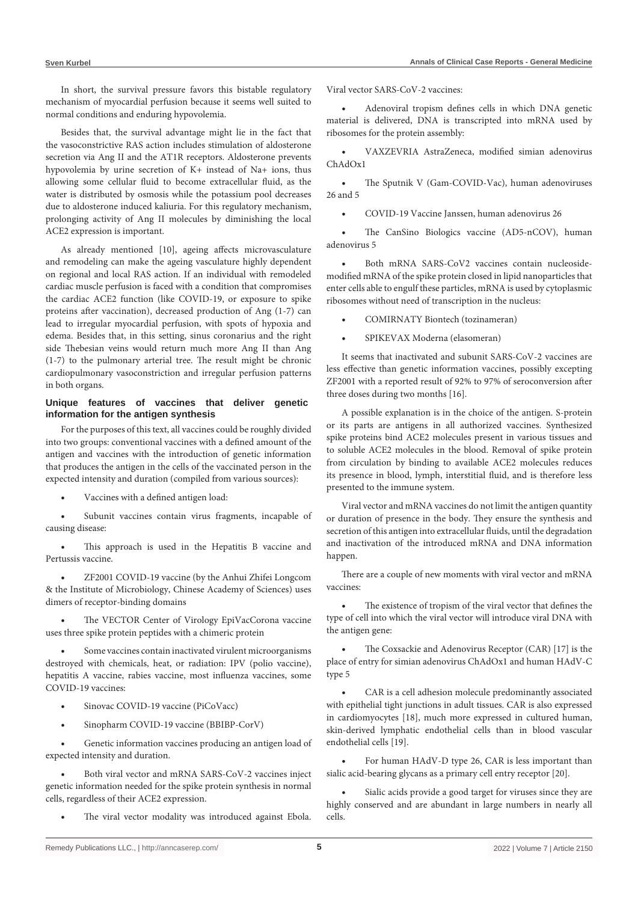In short, the survival pressure favors this bistable regulatory mechanism of myocardial perfusion because it seems well suited to normal conditions and enduring hypovolemia.

Besides that, the survival advantage might lie in the fact that the vasoconstrictive RAS action includes stimulation of aldosterone secretion via Ang II and the AT1R receptors. Aldosterone prevents hypovolemia by urine secretion of K+ instead of Na+ ions, thus allowing some cellular fluid to become extracellular fluid, as the water is distributed by osmosis while the potassium pool decreases due to aldosterone induced kaliuria. For this regulatory mechanism, prolonging activity of Ang II molecules by diminishing the local ACE2 expression is important.

As already mentioned [10], ageing affects microvasculature and remodeling can make the ageing vasculature highly dependent on regional and local RAS action. If an individual with remodeled cardiac muscle perfusion is faced with a condition that compromises the cardiac ACE2 function (like COVID-19, or exposure to spike proteins after vaccination), decreased production of Ang (1-7) can lead to irregular myocardial perfusion, with spots of hypoxia and edema. Besides that, in this setting, sinus coronarius and the right side Thebesian veins would return much more Ang II than Ang (1-7) to the pulmonary arterial tree. The result might be chronic cardiopulmonary vasoconstriction and irregular perfusion patterns in both organs.

## Unique features of vaccines that deliver genetic information for the antigen synthesis

For the purposes of this text, all vaccines could be roughly divided into two groups: conventional vaccines with a defined amount of the antigen and vaccines with the introduction of genetic information that produces the antigen in the cells of the vaccinated person in the expected intensity and duration (compiled from various sources):

- Vaccines with a defined antigen load:
- Subunit vaccines contain virus fragments, incapable of causing disease:
- This approach is used in the Hepatitis B vaccine and Pertussis vaccine.
- ZF2001 COVID-19 vaccine (by the Anhui Zhifei Longcom & the Institute of Microbiology, Chinese Academy of Sciences) uses dimers of receptor-binding domains
- The VECTOR Center of Virology EpiVacCorona vaccine uses three spike protein peptides with a chimeric protein
- Some vaccines contain inactivated virulent microorganisms destroyed with chemicals, heat, or radiation: IPV (polio vaccine), hepatitis A vaccine, rabies vaccine, most influenza vaccines, some COVID-19 vaccines:
- Sinovac COVID-19 vaccine (PiCoVacc)
- Sinopharm COVID-19 vaccine (BBIBP-CorV)
- Genetic information vaccines producing an antigen load of expected intensity and duration.
- Both viral vector and mRNA SARS-CoV-2 vaccines inject genetic information needed for the spike protein synthesis in normal cells, regardless of their ACE2 expression.
- The viral vector modality was introduced against Ebola. Viral vector SARS-CoV-2 vaccines:
- Adenoviral tropism defines cells in which DNA genetic material is delivered, DNA is transcripted into mRNA used by ribosomes for the protein assembly:
- VAXZEVRIA AstraZeneca, modified simian adenovirus ChAdOx1
- The Sputnik V (Gam-COVID-Vac), human adenoviruses 26 and 5
- COVID-19 Vaccine Janssen, human adenovirus 26
- The CanSino Biologics vaccine (AD5-nCOV), human adenovirus 5
- Both mRNA SARS-CoV2 vaccines contain nucleoside-modified mRNA of the spike protein closed in lipid nanoparticles that enter cells able to engulf these particles, mRNA is used by cytoplasmic ribosomes without need of transcription in the nucleus:
- COMIRNATY Biontech (tozinameran)
- SPIKEVAX Moderna (elasomeran)

It seems that inactivated and subunit SARS-CoV-2 vaccines are less effective than genetic information vaccines, possibly excepting ZF2001 with a reported result of 92% to 97% of seroconversion after three doses during two months [16].

A possible explanation is in the choice of the antigen. S-protein or its parts are antigens in all authorized vaccines. Synthesized spike proteins bind ACE2 molecules present in various tissues and to soluble ACE2 molecules in the blood. Removal of spike protein from circulation by binding to available ACE2 molecules reduces its presence in blood, lymph, interstitial fluid, and is therefore less presented to the immune system.

Viral vector and mRNA vaccines do not limit the antigen quantity or duration of presence in the body. They ensure the synthesis and secretion of this antigen into extracellular fluids, until the degradation and inactivation of the introduced mRNA and DNA information happen.

There are a couple of new moments with viral vector and mRNA vaccines:

- The existence of tropism of the viral vector that defines the type of cell into which the viral vector will introduce viral DNA with the antigen gene:
- The Coxsackie and Adenovirus Receptor (CAR) [17] is the place of entry for simian adenovirus ChAdOx1 and human HAdV-C type 5
- CAR is a cell adhesion molecule predominantly associated with epithelial tight junctions in adult tissues. CAR is also expressed in cardiomyocytes [18], much more expressed in cultured human, skin-derived lymphatic endothelial cells than in blood vascular endothelial cells [19].
- For human HAdV-D type 26, CAR is less important than sialic acid-bearing glycans as a primary cell entry receptor [20].
- Sialic acids provide a good target for viruses since they are highly conserved and are abundant in large numbers in nearly all cells.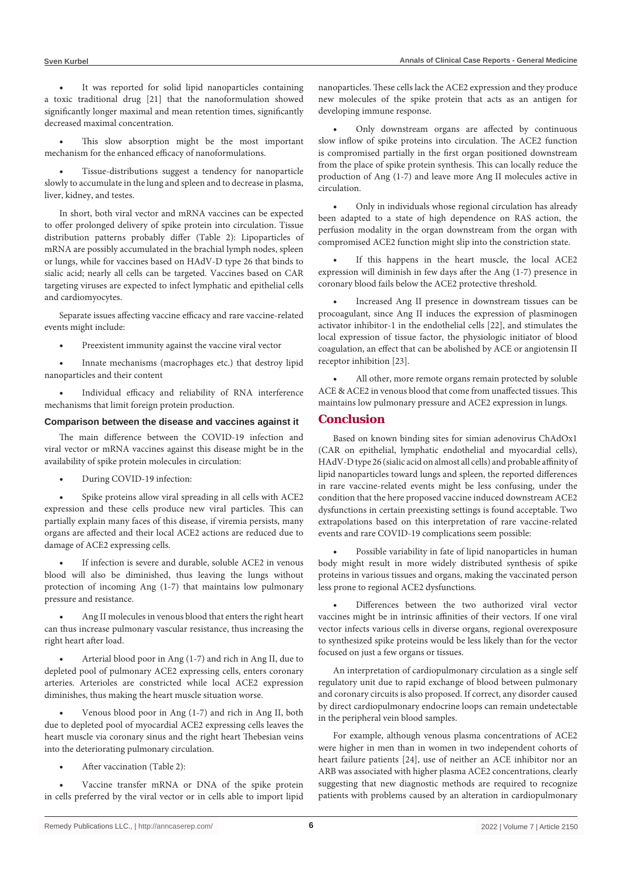- It was reported for solid lipid nanoparticles containing a toxic traditional drug [21] that the nanoformulation showed significantly longer maximal and mean retention times, significantly decreased maximal concentration.

- This slow absorption might be the most important mechanism for the enhanced efficacy of nanoformulations.

- Tissue-distributions suggest a tendency for nanoparticle slowly to accumulate in the lung and spleen and to decrease in plasma, liver, kidney, and testes.

In short, both viral vector and mRNA vaccines can be expected to offer prolonged delivery of spike protein into circulation. Tissue distribution patterns probably differ (Table 2): Lipoparticles of mRNA are possibly accumulated in the brachial lymph nodes, spleen or lungs, while for vaccines based on HAdV-D type 26 that binds to sialic acid; nearly all cells can be targeted. Vaccines based on CAR targeting viruses are expected to infect lymphatic and epithelial cells and cardiomyocytes.

Separate issues affecting vaccine efficacy and rare vaccine-related events might include:

- Preexistent immunity against the vaccine viral vector

- Innate mechanisms (macrophages etc.) that destroy lipid nanoparticles and their content

- Individual efficacy and reliability of RNA interference mechanisms that limit foreign protein production.

### Comparison between the disease and vaccines against it

The main difference between the COVID-19 infection and viral vector or mRNA vaccines against this disease might be in the availability of spike protein molecules in circulation:

- During COVID-19 infection:

- Spike proteins allow viral spreading in all cells with ACE2 expression and these cells produce new viral particles. This can partially explain many faces of this disease, if viremia persists, many organs are affected and their local ACE2 actions are reduced due to damage of ACE2 expressing cells.

- If infection is severe and durable, soluble ACE2 in venous blood will also be diminished, thus leaving the lungs without protection of incoming Ang (1-7) that maintains low pulmonary pressure and resistance.

- Ang II molecules in venous blood that enters the right heart can thus increase pulmonary vascular resistance, thus increasing the right heart after load.

- Arterial blood poor in Ang (1-7) and rich in Ang II, due to depleted pool of pulmonary ACE2 expressing cells, enters coronary arteries. Arterioles are constricted while local ACE2 expression diminishes, thus making the heart muscle situation worse.

- Venous blood poor in Ang (1-7) and rich in Ang II, both due to depleted pool of myocardial ACE2 expressing cells leaves the heart muscle via coronary sinus and the right heart Thebesian veins into the deteriorating pulmonary circulation.

- After vaccination (Table 2):

- Vaccine transfer mRNA or DNA of the spike protein in cells preferred by the viral vector or in cells able to import lipid nanoparticles. These cells lack the ACE2 expression and they produce new molecules of the spike protein that acts as an antigen for developing immune response.

- Only downstream organs are affected by continuous slow inflow of spike proteins into circulation. The ACE2 function is compromised partially in the first organ positioned downstream from the place of spike protein synthesis. This can locally reduce the production of Ang (1-7) and leave more Ang II molecules active in circulation.

- Only in individuals whose regional circulation has already been adapted to a state of high dependence on RAS action, the perfusion modality in the organ downstream from the organ with compromised ACE2 function might slip into the constriction state.

- If this happens in the heart muscle, the local ACE2 expression will diminish in few days after the Ang (1-7) presence in coronary blood fails below the ACE2 protective threshold.

- Increased Ang II presence in downstream tissues can be procoagulant, since Ang II induces the expression of plasminogen activator inhibitor-1 in the endothelial cells [22], and stimulates the local expression of tissue factor, the physiologic initiator of blood coagulation, an effect that can be abolished by ACE or angiotensin II receptor inhibition [23].

- All other, more remote organs remain protected by soluble ACE & ACE2 in venous blood that come from unaffected tissues. This maintains low pulmonary pressure and ACE2 expression in lungs.

## Conclusion

Based on known binding sites for simian adenovirus ChAdOx1 (CAR on epithelial, lymphatic endothelial and myocardial cells), HAdV-D type 26 (sialic acid on almost all cells) and probable affinity of lipid nanoparticles toward lungs and spleen, the reported differences in rare vaccine-related events might be less confusing, under the condition that the here proposed vaccine induced downstream ACE2 dysfunctions in certain preexisting settings is found acceptable. Two extrapolations based on this interpretation of rare vaccine-related events and rare COVID-19 complications seem possible:

- Possible variability in fate of lipid nanoparticles in human body might result in more widely distributed synthesis of spike proteins in various tissues and organs, making the vaccinated person less prone to regional ACE2 dysfunctions.

- Differences between the two authorized viral vector vaccines might be in intrinsic affinities of their vectors. If one viral vector infects various cells in diverse organs, regional overexposure to synthesized spike proteins would be less likely than for the vector focused on just a few organs or tissues.

An interpretation of cardiopulmonary circulation as a single self regulatory unit due to rapid exchange of blood between pulmonary and coronary circuits is also proposed. If correct, any disorder caused by direct cardiopulmonary endocrine loops can remain undetectable in the peripheral vein blood samples.

For example, although venous plasma concentrations of ACE2 were higher in men than in women in two independent cohorts of heart failure patients [24], use of neither an ACE inhibitor nor an ARB was associated with higher plasma ACE2 concentrations, clearly suggesting that new diagnostic methods are required to recognize patients with problems caused by an alteration in cardiopulmonary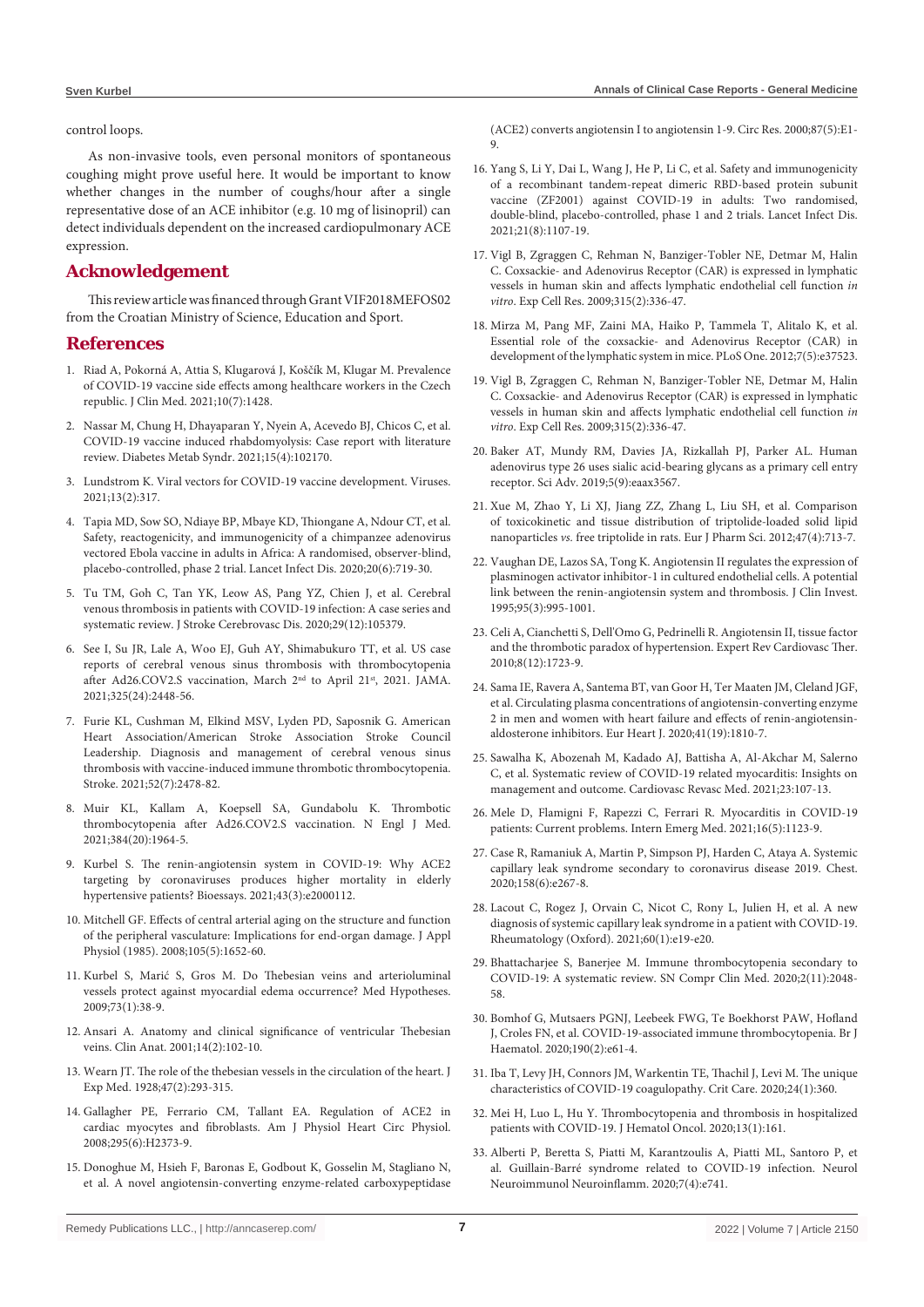control loops.

As non-invasive tools, even personal monitors of spontaneous coughing might prove useful here. It would be important to know whether changes in the number of coughs/hour after a single representative dose of an ACE inhibitor (e.g. 10 mg of lisinopril) can detect individuals dependent on the increased cardiopulmonary ACE expression.

## Acknowledgement

This review article was financed through Grant VIF2018MEFOS02 from the Croatian Ministry of Science, Education and Sport.

## References

1. Riad A, Pokorná A, Attia S, Klugarová J, Koščík M, Klugar M. Prevalence of COVID-19 vaccine side effects among healthcare workers in the Czech republic. J Clin Med. 2021;10(7):1428.
2. Nassar M, Chung H, Dhayaparan Y, Nyein A, Acevedo BJ, Chicos C, et al. COVID-19 vaccine induced rhabdomyolysis: Case report with literature review. Diabetes Metab Syndr. 2021;15(4):102170.
3. Lundstrom K. Viral vectors for COVID-19 vaccine development. Viruses. 2021;13(2):317.
4. Tapia MD, Sow SO, Ndiaye BP, Mbaye KD, Thiongane A, Ndour CT, et al. Safety, reactogenicity, and immunogenicity of a chimpanzee adenovirus vectored Ebola vaccine in adults in Africa: A randomised, observer-blind, placebo-controlled, phase 2 trial. Lancet Infect Dis. 2020;20(6):719-30.
5. Tu TM, Goh C, Tan YK, Leow AS, Pang YZ, Chien J, et al. Cerebral venous thrombosis in patients with COVID-19 infection: A case series and systematic review. J Stroke Cerebrovasc Dis. 2020;29(12):105379.
6. See I, Su JR, Lale A, Woo EJ, Guh AY, Shimabukuro TT, et al. US case reports of cerebral venous sinus thrombosis with thrombocytopenia after Ad26.COV2.S vaccination, March 2nd to April 21st, 2021. JAMA. 2021;325(24):2448-56.
7. Furie KL, Cushman M, Elkind MSV, Lyden PD, Saposnik G. American Heart Association/American Stroke Association Stroke Council Leadership. Diagnosis and management of cerebral venous sinus thrombosis with vaccine-induced immune thrombotic thrombocytopenia. Stroke. 2021;52(7):2478-82.
8. Muir KL, Kallam A, Koepsell SA, Gundabolu K. Thrombotic thrombocytopenia after Ad26.COV2.S vaccination. N Engl J Med. 2021;384(20):1964-5.
9. Kurbel S. The renin-angiotensin system in COVID-19: Why ACE2 targeting by coronaviruses produces higher mortality in elderly hypertensive patients? Bioessays. 2021;43(3):e2000112.
10. Mitchell GF. Effects of central arterial aging on the structure and function of the peripheral vasculature: Implications for end-organ damage. J Appl Physiol (1985). 2008;105(5):1652-60.
11. Kurbel S, Marić S, Gros M. Do Thebesian veins and arterioluminal vessels protect against myocardial edema occurrence? Med Hypotheses. 2009;73(1):38-9.
12. Ansari A. Anatomy and clinical significance of ventricular Thebesian veins. Clin Anat. 2001;14(2):102-10.
13. Wearn JT. The role of the thebesian vessels in the circulation of the heart. J Exp Med. 1928;47(2):293-315.
14. Gallagher PE, Ferrario CM, Tallant EA. Regulation of ACE2 in cardiac myocytes and fibroblasts. Am J Physiol Heart Circ Physiol. 2008;295(6):H2373-9.
15. Donoghue M, Hsieh F, Baronas E, Godbout K, Gosselin M, Stagliano N, et al. A novel angiotensin-converting enzyme-related carboxypeptidase (ACE2) converts angiotensin I to angiotensin 1-9. Circ Res. 2000;87(5):E1-9.
16. Yang S, Li Y, Dai L, Wang J, He P, Li C, et al. Safety and immunogenicity of a recombinant tandem-repeat dimeric RBD-based protein subunit vaccine (ZF2001) against COVID-19 in adults: Two randomised, double-blind, placebo-controlled, phase 1 and 2 trials. Lancet Infect Dis. 2021;21(8):1107-19.
17. Vigl B, Zgraggen C, Rehman N, Banziger-Tobler NE, Detmar M, Halin C. Coxsackie- and Adenovirus Receptor (CAR) is expressed in lymphatic vessels in human skin and affects lymphatic endothelial cell function *in vitro*. Exp Cell Res. 2009;315(2):336-47.
18. Mirza M, Pang MF, Zaini MA, Haiko P, Tammela T, Alitalo K, et al. Essential role of the coxsackie- and Adenovirus Receptor (CAR) in development of the lymphatic system in mice. PLoS One. 2012;7(5):e37523.
19. Vigl B, Zgraggen C, Rehman N, Banziger-Tobler NE, Detmar M, Halin C. Coxsackie- and Adenovirus Receptor (CAR) is expressed in lymphatic vessels in human skin and affects lymphatic endothelial cell function *in vitro*. Exp Cell Res. 2009;315(2):336-47.
20. Baker AT, Mundy RM, Davies JA, Rizkallah PJ, Parker AL. Human adenovirus type 26 uses sialic acid-bearing glycans as a primary cell entry receptor. Sci Adv. 2019;5(9):eaax3567.
21. Xue M, Zhao Y, Li XJ, Jiang ZZ, Zhang L, Liu SH, et al. Comparison of toxicokinetic and tissue distribution of triptolide-loaded solid lipid nanoparticles *vs.* free triptolide in rats. Eur J Pharm Sci. 2012;47(4):713-7.
22. Vaughan DE, Lazos SA, Tong K. Angiotensin II regulates the expression of plasminogen activator inhibitor-1 in cultured endothelial cells. A potential link between the renin-angiotensin system and thrombosis. J Clin Invest. 1995;95(3):995-1001.
23. Celi A, Cianchetti S, Dell'Omo G, Pedrinelli R. Angiotensin II, tissue factor and the thrombotic paradox of hypertension. Expert Rev Cardiovasc Ther. 2010;8(12):1723-9.
24. Sama IE, Ravera A, Santema BT, van Goor H, Ter Maaten JM, Cleland JGF, et al. Circulating plasma concentrations of angiotensin-converting enzyme 2 in men and women with heart failure and effects of renin-angiotensin-aldosterone inhibitors. Eur Heart J. 2020;41(19):1810-7.
25. Sawalha K, Abozenah M, Kadado AJ, Battisha A, Al-Akchar M, Salerno C, et al. Systematic review of COVID-19 related myocarditis: Insights on management and outcome. Cardiovasc Revasc Med. 2021;23:107-13.
26. Mele D, Flamigni F, Rapezzi C, Ferrari R. Myocarditis in COVID-19 patients: Current problems. Intern Emerg Med. 2021;16(5):1123-9.
27. Case R, Ramaniuk A, Martin P, Simpson PJ, Harden C, Ataya A. Systemic capillary leak syndrome secondary to coronavirus disease 2019. Chest. 2020;158(6):e267-8.
28. Lacout C, Rogez J, Orvain C, Nicot C, Rony L, Julien H, et al. A new diagnosis of systemic capillary leak syndrome in a patient with COVID-19. Rheumatology (Oxford). 2021;60(1):e19-e20.
29. Bhattacharjee S, Banerjee M. Immune thrombocytopenia secondary to COVID-19: A systematic review. SN Compr Clin Med. 2020;2(11):2048-58.
30. Bomhof G, Mutsaers PGNJ, Leebeek FWG, Te Boekhorst PAW, Hofland J, Croles FN, et al. COVID-19-associated immune thrombocytopenia. Br J Haematol. 2020;190(2):e61-4.
31. Iba T, Levy JH, Connors JM, Warkentin TE, Thachil J, Levi M. The unique characteristics of COVID-19 coagulopathy. Crit Care. 2020;24(1):360.
32. Mei H, Luo L, Hu Y. Thrombocytopenia and thrombosis in hospitalized patients with COVID-19. J Hematol Oncol. 2020;13(1):161.
33. Alberti P, Beretta S, Piatti M, Karantzoulis A, Piatti ML, Santoro P, et al. Guillain-Barré syndrome related to COVID-19 infection. Neurol Neuroimmunol Neuroinflamm. 2020;7(4):e741.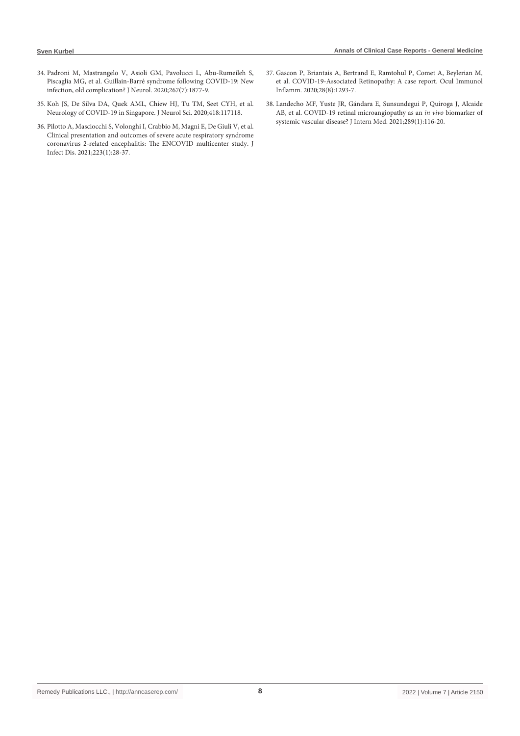34. Padroni M, Mastrangelo V, Asioli GM, Pavolucci L, Abu-Rumeileh S, Piscaglia MG, et al. Guillain-Barré syndrome following COVID-19: New infection, old complication? J Neurol. 2020;267(7):1877-9.

35. Koh JS, De Silva DA, Quek AML, Chiew HJ, Tu TM, Seet CYH, et al. Neurology of COVID-19 in Singapore. J Neurol Sci. 2020;418:117118.

36. Pilotto A, Masciocchi S, Volonghi I, Crabbio M, Magni E, De Giuli V, et al. Clinical presentation and outcomes of severe acute respiratory syndrome coronavirus 2-related encephalitis: The ENCOVID multicenter study. J Infect Dis. 2021;223(1):28-37.

37. Gascon P, Briantais A, Bertrand E, Ramtohul P, Comet A, Beylerian M, et al. COVID-19-Associated Retinopathy: A case report. Ocul Immunol Inflamm. 2020;28(8):1293-7.

38. Landecho MF, Yuste JR, Gándara E, Sunsundegui P, Quiroga J, Alcaide AB, et al. COVID-19 retinal microangiopathy as an *in vivo* biomarker of systemic vascular disease? J Intern Med. 2021;289(1):116-20.